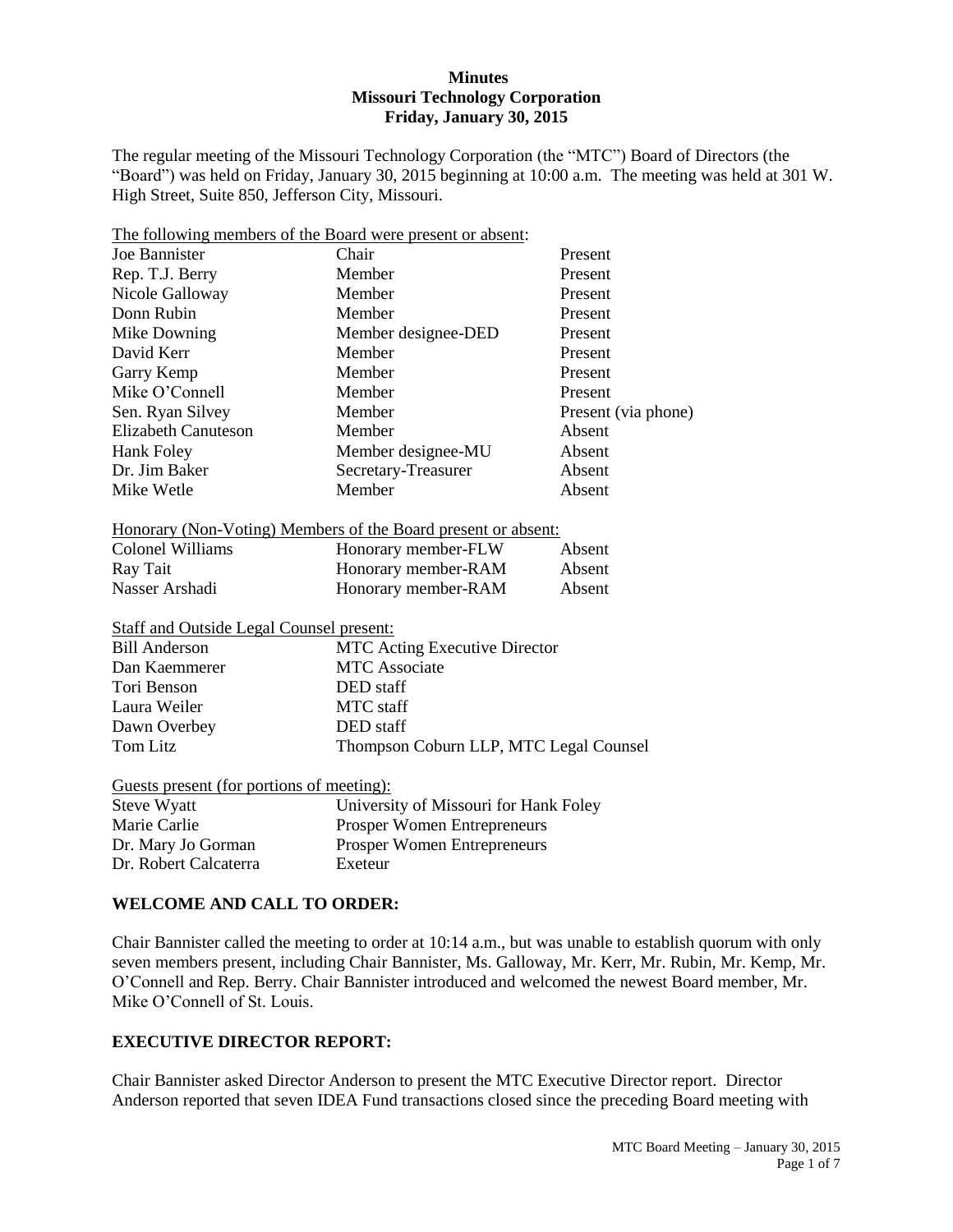**Minutes**
**Missouri Technology Corporation**
**Friday, January 30, 2015**

The regular meeting of the Missouri Technology Corporation (the "MTC") Board of Directors (the "Board") was held on Friday, January 30, 2015 beginning at 10:00 a.m. The meeting was held at 301 W. High Street, Suite 850, Jefferson City, Missouri.

The following members of the Board were present or absent:

| | | |
|---|---|---|
| Joe Bannister | Chair | Present |
| Rep. T.J. Berry | Member | Present |
| Nicole Galloway | Member | Present |
| Donn Rubin | Member | Present |
| Mike Downing | Member designee-DED | Present |
| David Kerr | Member | Present |
| Garry Kemp | Member | Present |
| Mike O'Connell | Member | Present |
| Sen. Ryan Silvey | Member | Present (via phone) |
| Elizabeth Canuteson | Member | Absent |
| Hank Foley | Member designee-MU | Absent |
| Dr. Jim Baker | Secretary-Treasurer | Absent |
| Mike Wetle | Member | Absent |

Honorary (Non-Voting) Members of the Board present or absent:

| | | |
|---|---|---|
| Colonel Williams | Honorary member-FLW | Absent |
| Ray Tait | Honorary member-RAM | Absent |
| Nasser Arshadi | Honorary member-RAM | Absent |

Staff and Outside Legal Counsel present:

| | |
|---|---|
| Bill Anderson | MTC Acting Executive Director |
| Dan Kaemmerer | MTC Associate |
| Tori Benson | DED staff |
| Laura Weiler | MTC staff |
| Dawn Overbey | DED staff |
| Tom Litz | Thompson Coburn LLP, MTC Legal Counsel |

Guests present (for portions of meeting):

| | |
|---|---|
| Steve Wyatt | University of Missouri for Hank Foley |
| Marie Carlie | Prosper Women Entrepreneurs |
| Dr. Mary Jo Gorman | Prosper Women Entrepreneurs |
| Dr. Robert Calcaterra | Exeteur |

## WELCOME AND CALL TO ORDER:

Chair Bannister called the meeting to order at 10:14 a.m., but was unable to establish quorum with only seven members present, including Chair Bannister, Ms. Galloway, Mr. Kerr, Mr. Rubin, Mr. Kemp, Mr. O'Connell and Rep. Berry. Chair Bannister introduced and welcomed the newest Board member, Mr. Mike O'Connell of St. Louis.

## EXECUTIVE DIRECTOR REPORT:

Chair Bannister asked Director Anderson to present the MTC Executive Director report. Director Anderson reported that seven IDEA Fund transactions closed since the preceding Board meeting with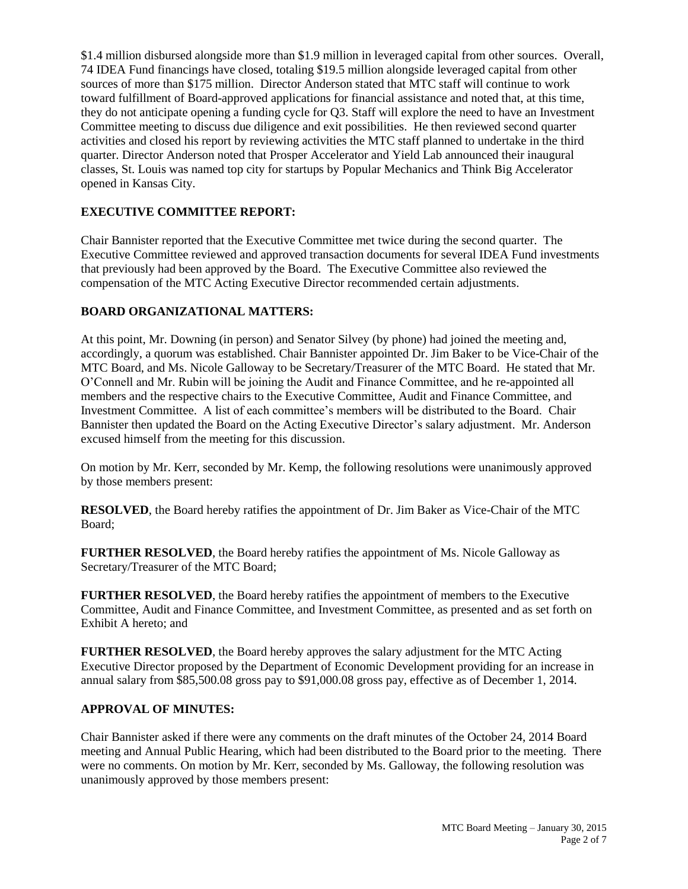$1.4 million disbursed alongside more than $1.9 million in leveraged capital from other sources. Overall, 74 IDEA Fund financings have closed, totaling $19.5 million alongside leveraged capital from other sources of more than $175 million. Director Anderson stated that MTC staff will continue to work toward fulfillment of Board-approved applications for financial assistance and noted that, at this time, they do not anticipate opening a funding cycle for Q3. Staff will explore the need to have an Investment Committee meeting to discuss due diligence and exit possibilities. He then reviewed second quarter activities and closed his report by reviewing activities the MTC staff planned to undertake in the third quarter. Director Anderson noted that Prosper Accelerator and Yield Lab announced their inaugural classes, St. Louis was named top city for startups by Popular Mechanics and Think Big Accelerator opened in Kansas City.

## EXECUTIVE COMMITTEE REPORT:

Chair Bannister reported that the Executive Committee met twice during the second quarter. The Executive Committee reviewed and approved transaction documents for several IDEA Fund investments that previously had been approved by the Board. The Executive Committee also reviewed the compensation of the MTC Acting Executive Director recommended certain adjustments.

## BOARD ORGANIZATIONAL MATTERS:

At this point, Mr. Downing (in person) and Senator Silvey (by phone) had joined the meeting and, accordingly, a quorum was established. Chair Bannister appointed Dr. Jim Baker to be Vice-Chair of the MTC Board, and Ms. Nicole Galloway to be Secretary/Treasurer of the MTC Board. He stated that Mr. O'Connell and Mr. Rubin will be joining the Audit and Finance Committee, and he re-appointed all members and the respective chairs to the Executive Committee, Audit and Finance Committee, and Investment Committee. A list of each committee's members will be distributed to the Board. Chair Bannister then updated the Board on the Acting Executive Director's salary adjustment. Mr. Anderson excused himself from the meeting for this discussion.

On motion by Mr. Kerr, seconded by Mr. Kemp, the following resolutions were unanimously approved by those members present:

**RESOLVED**, the Board hereby ratifies the appointment of Dr. Jim Baker as Vice-Chair of the MTC Board;

**FURTHER RESOLVED**, the Board hereby ratifies the appointment of Ms. Nicole Galloway as Secretary/Treasurer of the MTC Board;

**FURTHER RESOLVED**, the Board hereby ratifies the appointment of members to the Executive Committee, Audit and Finance Committee, and Investment Committee, as presented and as set forth on Exhibit A hereto; and

**FURTHER RESOLVED**, the Board hereby approves the salary adjustment for the MTC Acting Executive Director proposed by the Department of Economic Development providing for an increase in annual salary from $85,500.08 gross pay to $91,000.08 gross pay, effective as of December 1, 2014.

## APPROVAL OF MINUTES:

Chair Bannister asked if there were any comments on the draft minutes of the October 24, 2014 Board meeting and Annual Public Hearing, which had been distributed to the Board prior to the meeting. There were no comments. On motion by Mr. Kerr, seconded by Ms. Galloway, the following resolution was unanimously approved by those members present: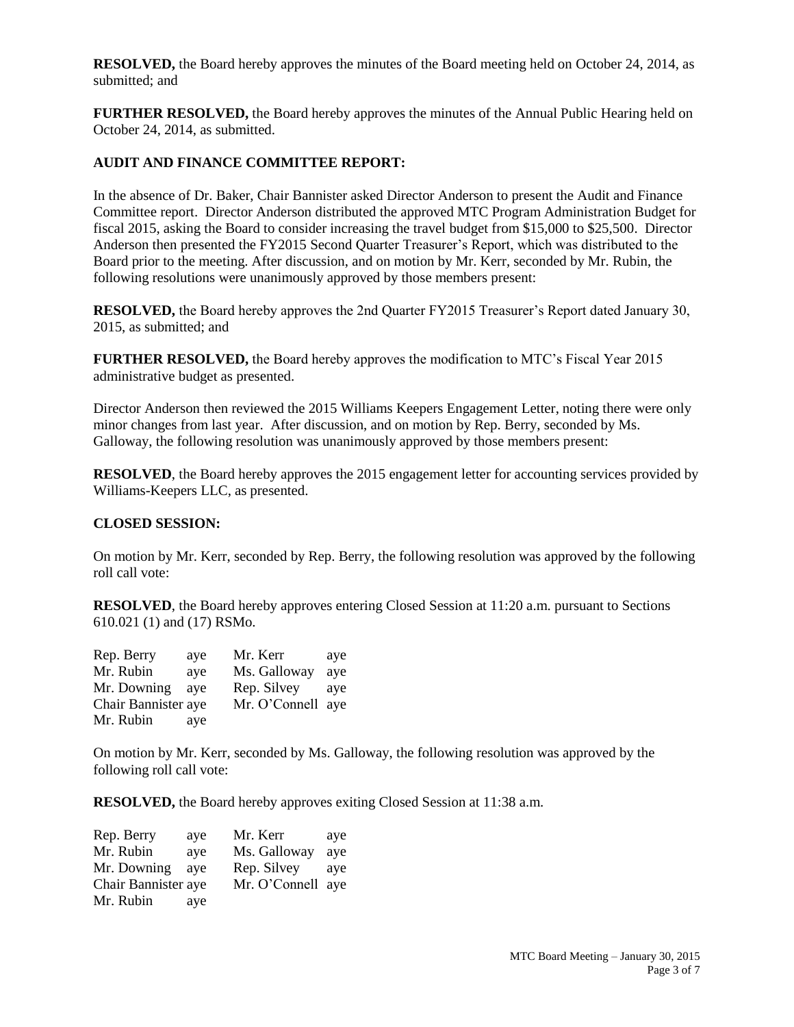**RESOLVED,** the Board hereby approves the minutes of the Board meeting held on October 24, 2014, as submitted; and

**FURTHER RESOLVED,** the Board hereby approves the minutes of the Annual Public Hearing held on October 24, 2014, as submitted.

**AUDIT AND FINANCE COMMITTEE REPORT:**

In the absence of Dr. Baker, Chair Bannister asked Director Anderson to present the Audit and Finance Committee report. Director Anderson distributed the approved MTC Program Administration Budget for fiscal 2015, asking the Board to consider increasing the travel budget from $15,000 to $25,500. Director Anderson then presented the FY2015 Second Quarter Treasurer's Report, which was distributed to the Board prior to the meeting. After discussion, and on motion by Mr. Kerr, seconded by Mr. Rubin, the following resolutions were unanimously approved by those members present:

**RESOLVED,** the Board hereby approves the 2nd Quarter FY2015 Treasurer's Report dated January 30, 2015, as submitted; and

**FURTHER RESOLVED,** the Board hereby approves the modification to MTC's Fiscal Year 2015 administrative budget as presented.

Director Anderson then reviewed the 2015 Williams Keepers Engagement Letter, noting there were only minor changes from last year. After discussion, and on motion by Rep. Berry, seconded by Ms. Galloway, the following resolution was unanimously approved by those members present:

**RESOLVED**, the Board hereby approves the 2015 engagement letter for accounting services provided by Williams-Keepers LLC, as presented.

**CLOSED SESSION:**

On motion by Mr. Kerr, seconded by Rep. Berry, the following resolution was approved by the following roll call vote:

**RESOLVED**, the Board hereby approves entering Closed Session at 11:20 a.m. pursuant to Sections 610.021 (1) and (17) RSMo.

| | | | |
|---|---|---|---|
| Rep. Berry | aye | Mr. Kerr | aye |
| Mr. Rubin | aye | Ms. Galloway | aye |
| Mr. Downing | aye | Rep. Silvey | aye |
| Chair Bannister | aye | Mr. O'Connell | aye |
| Mr. Rubin | aye | | |

On motion by Mr. Kerr, seconded by Ms. Galloway, the following resolution was approved by the following roll call vote:

**RESOLVED,** the Board hereby approves exiting Closed Session at 11:38 a.m.

| | | | |
|---|---|---|---|
| Rep. Berry | aye | Mr. Kerr | aye |
| Mr. Rubin | aye | Ms. Galloway | aye |
| Mr. Downing | aye | Rep. Silvey | aye |
| Chair Bannister | aye | Mr. O'Connell | aye |
| Mr. Rubin | aye | | |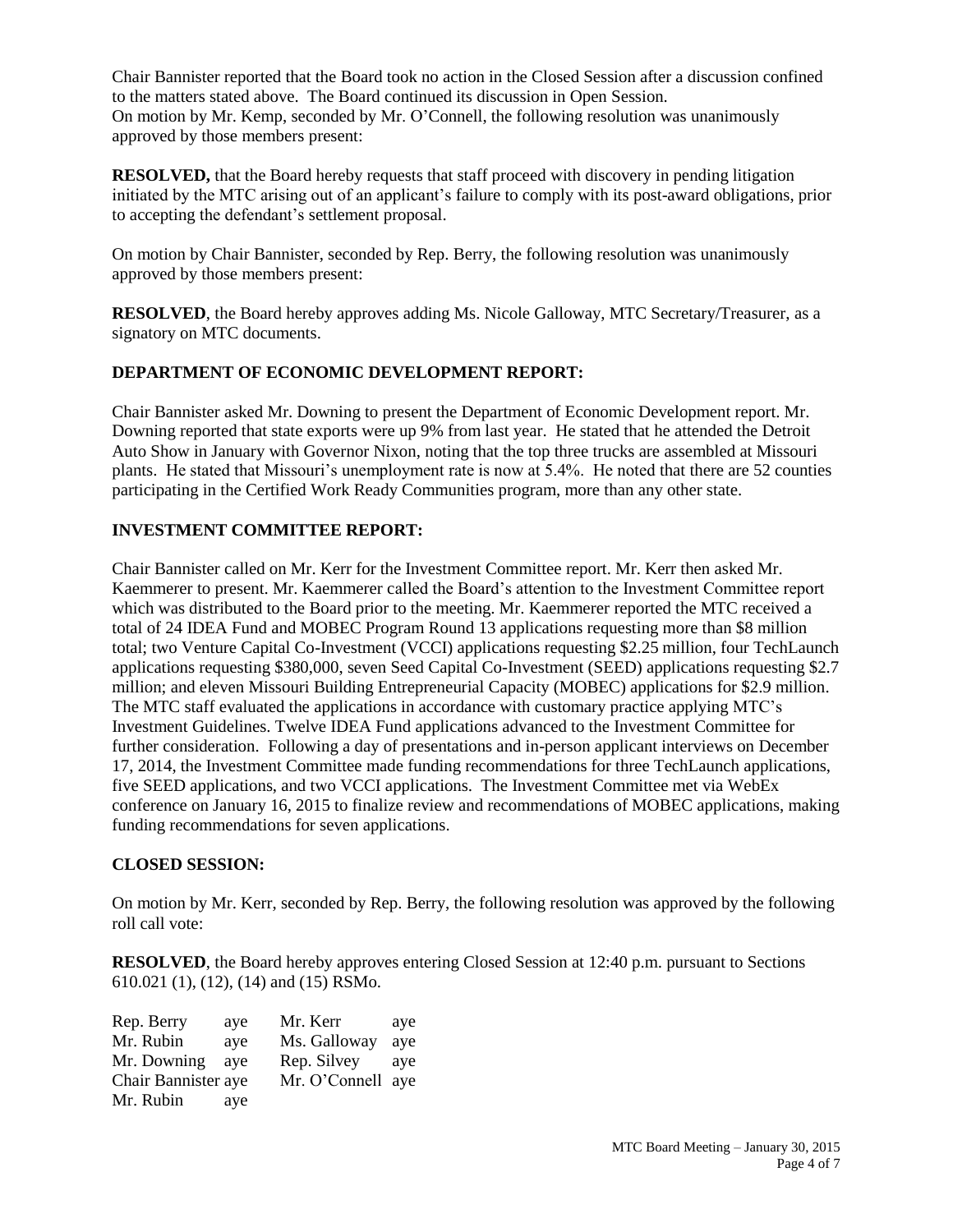Chair Bannister reported that the Board took no action in the Closed Session after a discussion confined to the matters stated above. The Board continued its discussion in Open Session. On motion by Mr. Kemp, seconded by Mr. O'Connell, the following resolution was unanimously approved by those members present:

**RESOLVED,** that the Board hereby requests that staff proceed with discovery in pending litigation initiated by the MTC arising out of an applicant's failure to comply with its post-award obligations, prior to accepting the defendant's settlement proposal.

On motion by Chair Bannister, seconded by Rep. Berry, the following resolution was unanimously approved by those members present:

**RESOLVED**, the Board hereby approves adding Ms. Nicole Galloway, MTC Secretary/Treasurer, as a signatory on MTC documents.

## DEPARTMENT OF ECONOMIC DEVELOPMENT REPORT:

Chair Bannister asked Mr. Downing to present the Department of Economic Development report. Mr. Downing reported that state exports were up 9% from last year. He stated that he attended the Detroit Auto Show in January with Governor Nixon, noting that the top three trucks are assembled at Missouri plants. He stated that Missouri's unemployment rate is now at 5.4%. He noted that there are 52 counties participating in the Certified Work Ready Communities program, more than any other state.

## INVESTMENT COMMITTEE REPORT:

Chair Bannister called on Mr. Kerr for the Investment Committee report. Mr. Kerr then asked Mr. Kaemmerer to present. Mr. Kaemmerer called the Board's attention to the Investment Committee report which was distributed to the Board prior to the meeting. Mr. Kaemmerer reported the MTC received a total of 24 IDEA Fund and MOBEC Program Round 13 applications requesting more than $8 million total; two Venture Capital Co-Investment (VCCI) applications requesting $2.25 million, four TechLaunch applications requesting $380,000, seven Seed Capital Co-Investment (SEED) applications requesting $2.7 million; and eleven Missouri Building Entrepreneurial Capacity (MOBEC) applications for $2.9 million. The MTC staff evaluated the applications in accordance with customary practice applying MTC's Investment Guidelines. Twelve IDEA Fund applications advanced to the Investment Committee for further consideration. Following a day of presentations and in-person applicant interviews on December 17, 2014, the Investment Committee made funding recommendations for three TechLaunch applications, five SEED applications, and two VCCI applications. The Investment Committee met via WebEx conference on January 16, 2015 to finalize review and recommendations of MOBEC applications, making funding recommendations for seven applications.

## CLOSED SESSION:

On motion by Mr. Kerr, seconded by Rep. Berry, the following resolution was approved by the following roll call vote:

**RESOLVED**, the Board hereby approves entering Closed Session at 12:40 p.m. pursuant to Sections 610.021 (1), (12), (14) and (15) RSMo.

| | | | |
|---|---|---|---|
| Rep. Berry | aye | Mr. Kerr | aye |
| Mr. Rubin | aye | Ms. Galloway | aye |
| Mr. Downing | aye | Rep. Silvey | aye |
| Chair Bannister | aye | Mr. O'Connell | aye |
| Mr. Rubin | aye | | |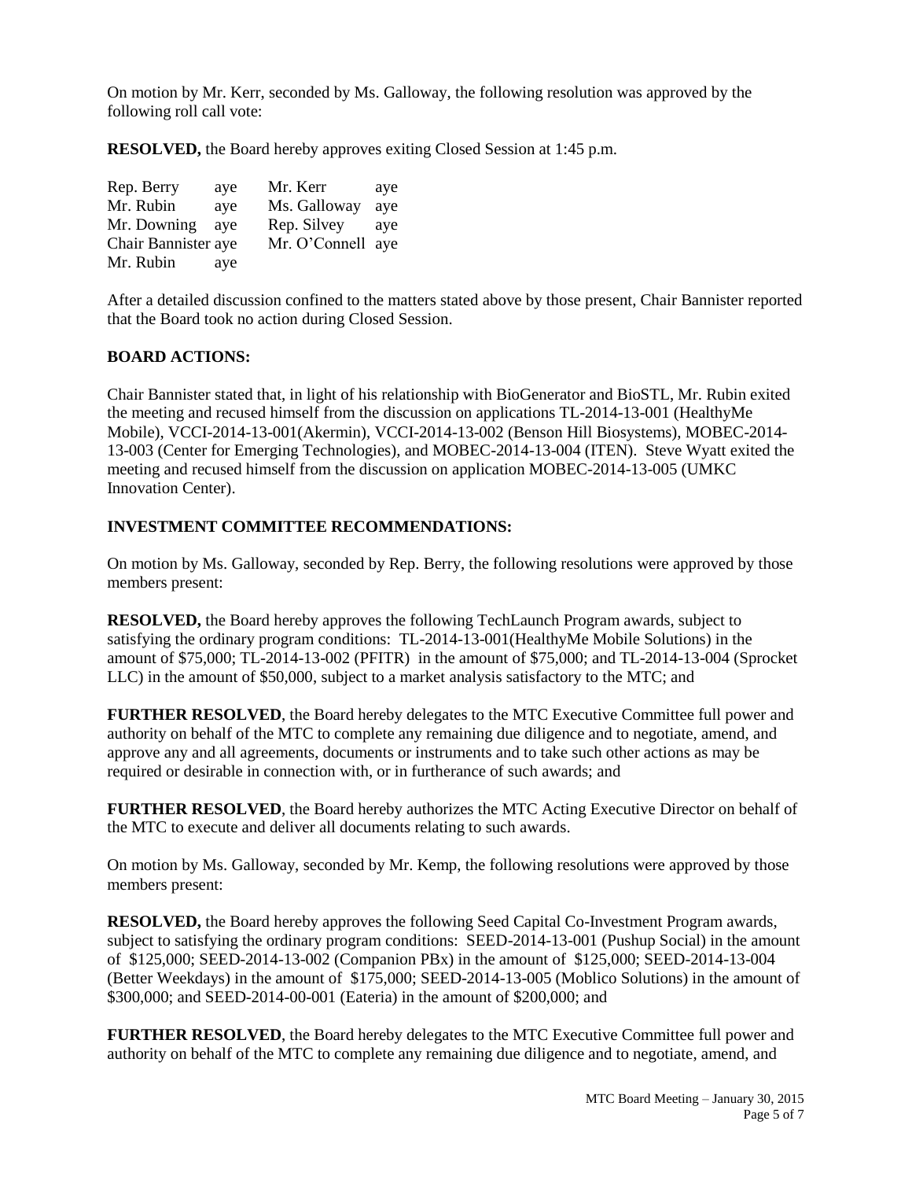On motion by Mr. Kerr, seconded by Ms. Galloway, the following resolution was approved by the following roll call vote:

**RESOLVED,** the Board hereby approves exiting Closed Session at 1:45 p.m.

| | | | |
|---|---|---|---|
| Rep. Berry | aye | Mr. Kerr | aye |
| Mr. Rubin | aye | Ms. Galloway | aye |
| Mr. Downing | aye | Rep. Silvey | aye |
| Chair Bannister | aye | Mr. O'Connell | aye |
| Mr. Rubin | aye | | |

After a detailed discussion confined to the matters stated above by those present, Chair Bannister reported that the Board took no action during Closed Session.

**BOARD ACTIONS:**

Chair Bannister stated that, in light of his relationship with BioGenerator and BioSTL, Mr. Rubin exited the meeting and recused himself from the discussion on applications TL-2014-13-001 (HealthyMe Mobile), VCCI-2014-13-001(Akermin), VCCI-2014-13-002 (Benson Hill Biosystems), MOBEC-2014-13-003 (Center for Emerging Technologies), and MOBEC-2014-13-004 (ITEN). Steve Wyatt exited the meeting and recused himself from the discussion on application MOBEC-2014-13-005 (UMKC Innovation Center).

**INVESTMENT COMMITTEE RECOMMENDATIONS:**

On motion by Ms. Galloway, seconded by Rep. Berry, the following resolutions were approved by those members present:

**RESOLVED,** the Board hereby approves the following TechLaunch Program awards, subject to satisfying the ordinary program conditions: TL-2014-13-001(HealthyMe Mobile Solutions) in the amount of $75,000; TL-2014-13-002 (PFITR) in the amount of $75,000; and TL-2014-13-004 (Sprocket LLC) in the amount of $50,000, subject to a market analysis satisfactory to the MTC; and

**FURTHER RESOLVED**, the Board hereby delegates to the MTC Executive Committee full power and authority on behalf of the MTC to complete any remaining due diligence and to negotiate, amend, and approve any and all agreements, documents or instruments and to take such other actions as may be required or desirable in connection with, or in furtherance of such awards; and

**FURTHER RESOLVED**, the Board hereby authorizes the MTC Acting Executive Director on behalf of the MTC to execute and deliver all documents relating to such awards.

On motion by Ms. Galloway, seconded by Mr. Kemp, the following resolutions were approved by those members present:

**RESOLVED,** the Board hereby approves the following Seed Capital Co-Investment Program awards, subject to satisfying the ordinary program conditions: SEED-2014-13-001 (Pushup Social) in the amount of $125,000; SEED-2014-13-002 (Companion PBx) in the amount of $125,000; SEED-2014-13-004 (Better Weekdays) in the amount of $175,000; SEED-2014-13-005 (Moblico Solutions) in the amount of $300,000; and SEED-2014-00-001 (Eateria) in the amount of $200,000; and

**FURTHER RESOLVED**, the Board hereby delegates to the MTC Executive Committee full power and authority on behalf of the MTC to complete any remaining due diligence and to negotiate, amend, and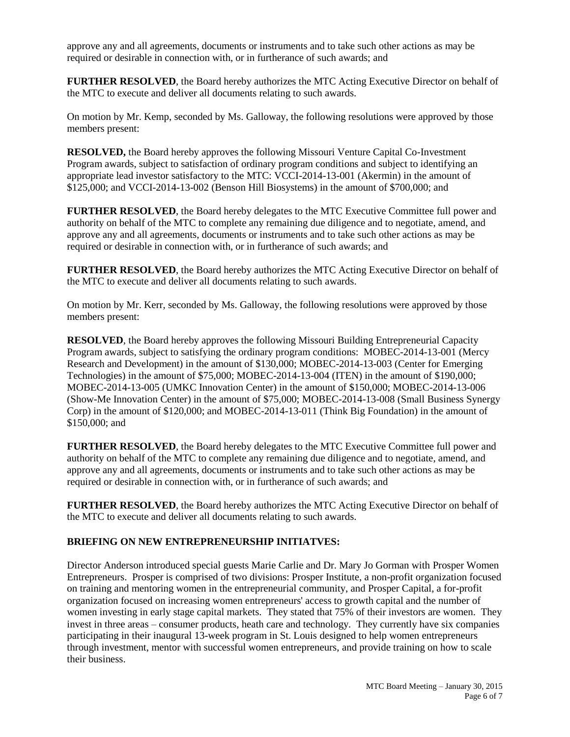approve any and all agreements, documents or instruments and to take such other actions as may be required or desirable in connection with, or in furtherance of such awards; and

**FURTHER RESOLVED**, the Board hereby authorizes the MTC Acting Executive Director on behalf of the MTC to execute and deliver all documents relating to such awards.

On motion by Mr. Kemp, seconded by Ms. Galloway, the following resolutions were approved by those members present:

**RESOLVED,** the Board hereby approves the following Missouri Venture Capital Co-Investment Program awards, subject to satisfaction of ordinary program conditions and subject to identifying an appropriate lead investor satisfactory to the MTC: VCCI-2014-13-001 (Akermin) in the amount of $125,000; and VCCI-2014-13-002 (Benson Hill Biosystems) in the amount of $700,000; and

**FURTHER RESOLVED**, the Board hereby delegates to the MTC Executive Committee full power and authority on behalf of the MTC to complete any remaining due diligence and to negotiate, amend, and approve any and all agreements, documents or instruments and to take such other actions as may be required or desirable in connection with, or in furtherance of such awards; and

**FURTHER RESOLVED**, the Board hereby authorizes the MTC Acting Executive Director on behalf of the MTC to execute and deliver all documents relating to such awards.

On motion by Mr. Kerr, seconded by Ms. Galloway, the following resolutions were approved by those members present:

**RESOLVED**, the Board hereby approves the following Missouri Building Entrepreneurial Capacity Program awards, subject to satisfying the ordinary program conditions: MOBEC-2014-13-001 (Mercy Research and Development) in the amount of $130,000; MOBEC-2014-13-003 (Center for Emerging Technologies) in the amount of $75,000; MOBEC-2014-13-004 (ITEN) in the amount of $190,000; MOBEC-2014-13-005 (UMKC Innovation Center) in the amount of $150,000; MOBEC-2014-13-006 (Show-Me Innovation Center) in the amount of $75,000; MOBEC-2014-13-008 (Small Business Synergy Corp) in the amount of $120,000; and MOBEC-2014-13-011 (Think Big Foundation) in the amount of $150,000; and

**FURTHER RESOLVED**, the Board hereby delegates to the MTC Executive Committee full power and authority on behalf of the MTC to complete any remaining due diligence and to negotiate, amend, and approve any and all agreements, documents or instruments and to take such other actions as may be required or desirable in connection with, or in furtherance of such awards; and

**FURTHER RESOLVED**, the Board hereby authorizes the MTC Acting Executive Director on behalf of the MTC to execute and deliver all documents relating to such awards.

**BRIEFING ON NEW ENTREPRENEURSHIP INITIATVES:**

Director Anderson introduced special guests Marie Carlie and Dr. Mary Jo Gorman with Prosper Women Entrepreneurs. Prosper is comprised of two divisions: Prosper Institute, a non-profit organization focused on training and mentoring women in the entrepreneurial community, and Prosper Capital, a for-profit organization focused on increasing women entrepreneurs' access to growth capital and the number of women investing in early stage capital markets. They stated that 75% of their investors are women. They invest in three areas – consumer products, heath care and technology. They currently have six companies participating in their inaugural 13-week program in St. Louis designed to help women entrepreneurs through investment, mentor with successful women entrepreneurs, and provide training on how to scale their business.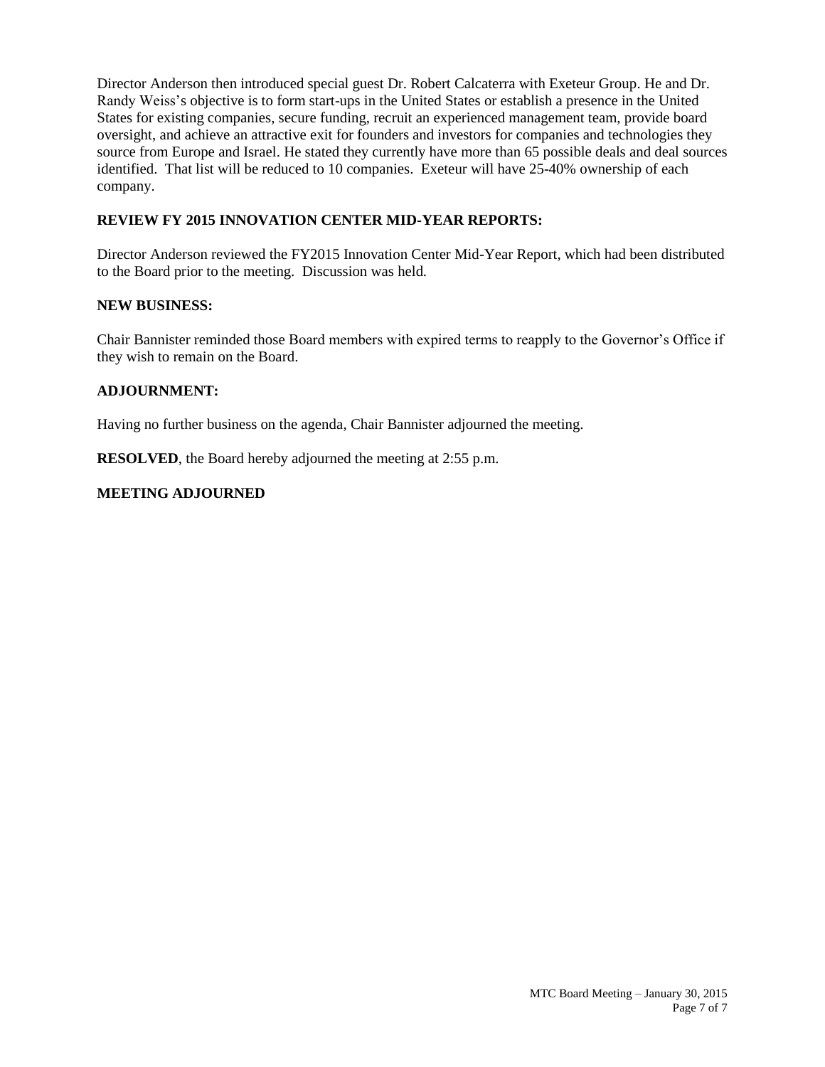Director Anderson then introduced special guest Dr. Robert Calcaterra with Exeteur Group. He and Dr. Randy Weiss's objective is to form start-ups in the United States or establish a presence in the United States for existing companies, secure funding, recruit an experienced management team, provide board oversight, and achieve an attractive exit for founders and investors for companies and technologies they source from Europe and Israel. He stated they currently have more than 65 possible deals and deal sources identified. That list will be reduced to 10 companies. Exeteur will have 25-40% ownership of each company.

**REVIEW FY 2015 INNOVATION CENTER MID-YEAR REPORTS:**

Director Anderson reviewed the FY2015 Innovation Center Mid-Year Report, which had been distributed to the Board prior to the meeting. Discussion was held.

**NEW BUSINESS:**

Chair Bannister reminded those Board members with expired terms to reapply to the Governor's Office if they wish to remain on the Board.

**ADJOURNMENT:**

Having no further business on the agenda, Chair Bannister adjourned the meeting.

**RESOLVED**, the Board hereby adjourned the meeting at 2:55 p.m.

**MEETING ADJOURNED**